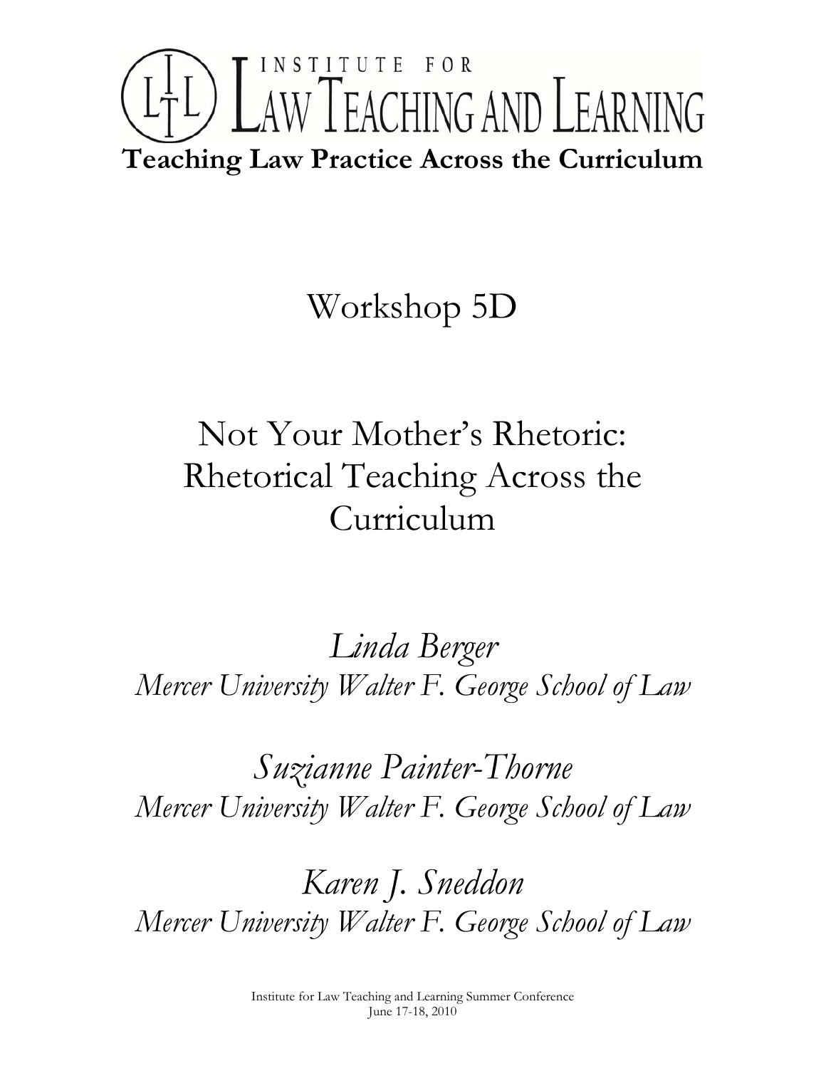# INSTITUTE FOR LAW TEACHING AND LEARNING

**Teaching Law Practice Across the Curriculum**

## Workshop 5D

## Not Your Mother's Rhetoric: Rhetorical Teaching Across the Curriculum

*Linda Berger*
*Mercer University Walter F. George School of Law*

*Suzianne Painter-Thorne*
*Mercer University Walter F. George School of Law*

*Karen J. Sneddon*
*Mercer University Walter F. George School of Law*

Institute for Law Teaching and Learning Summer Conference
June 17-18, 2010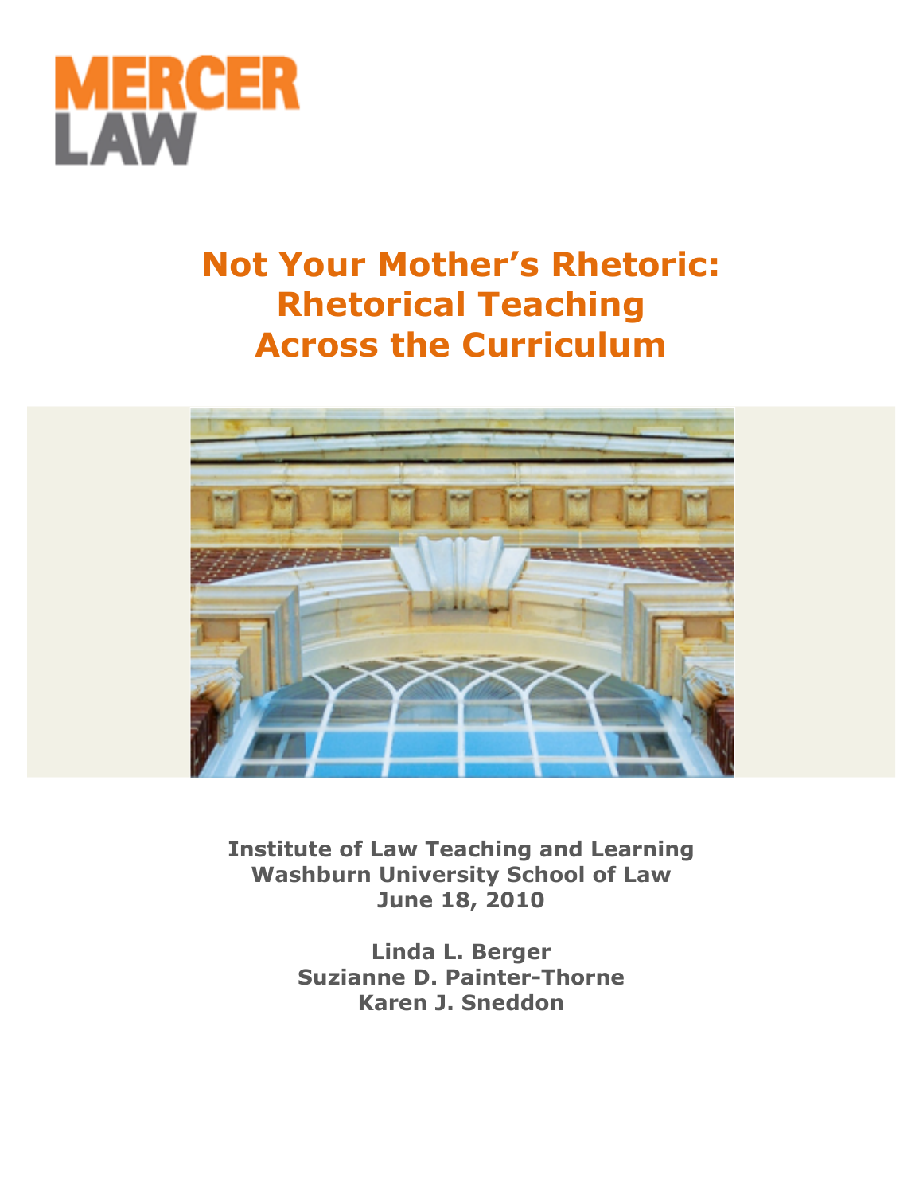# MERCER LAW

# Not Your Mother's Rhetoric: Rhetorical Teaching Across the Curriculum

**Institute of Law Teaching and Learning**
**Washburn University School of Law**
**June 18, 2010**

**Linda L. Berger**
**Suzianne D. Painter-Thorne**
**Karen J. Sneddon**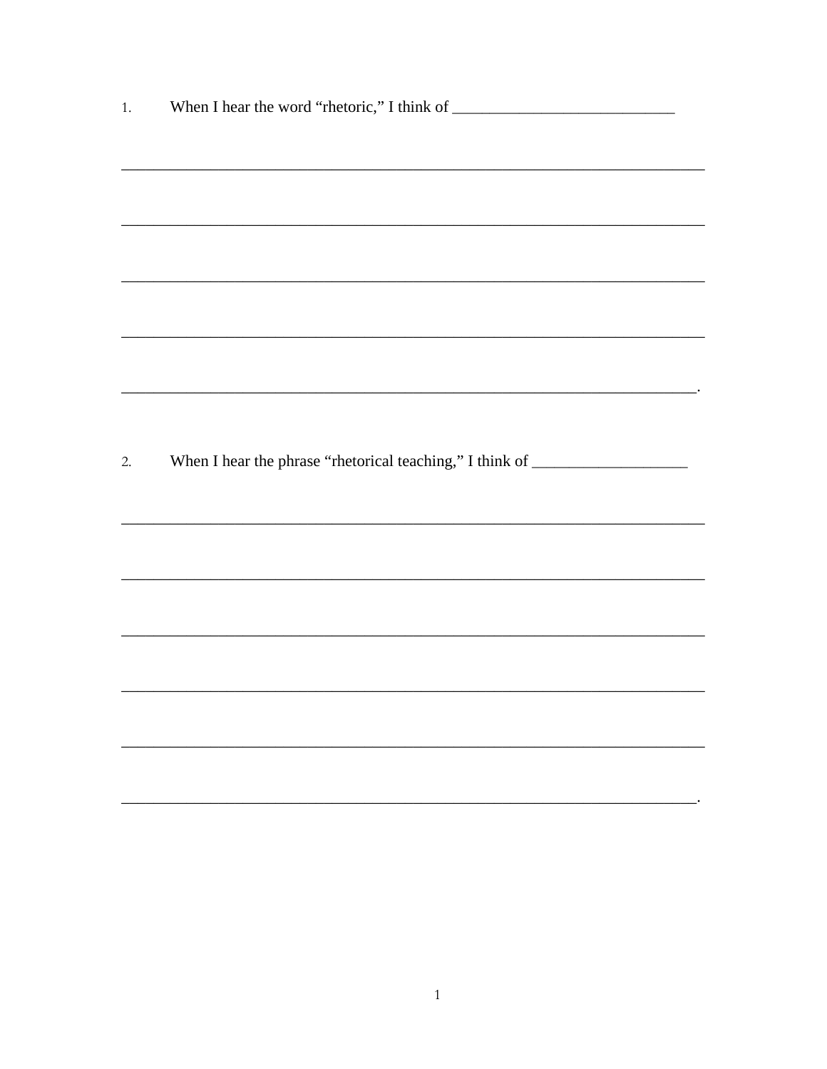1. When I hear the word “rhetoric,” I think of ____________________________

___________________________________________________________________________

___________________________________________________________________________

___________________________________________________________________________

___________________________________________________________________________

__________________________________________________________________________.

2. When I hear the phrase “rhetorical teaching,” I think of ___________________

___________________________________________________________________________

___________________________________________________________________________

___________________________________________________________________________

___________________________________________________________________________

___________________________________________________________________________

__________________________________________________________________________.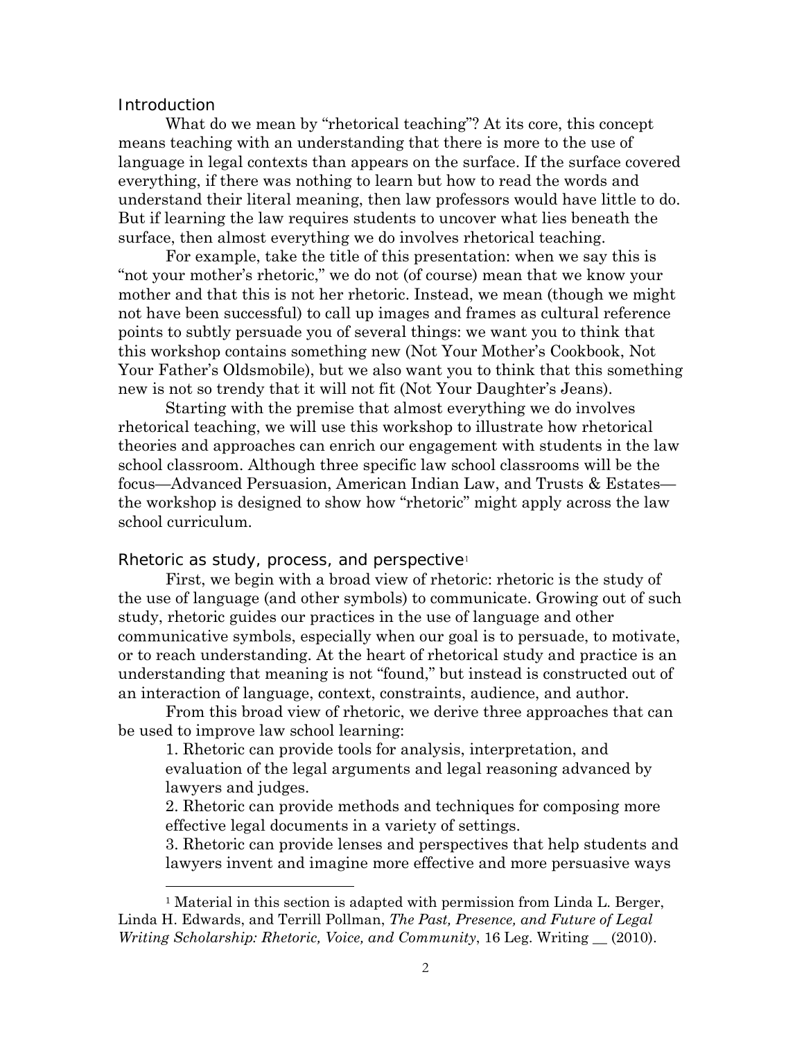## Introduction

What do we mean by "rhetorical teaching"? At its core, this concept means teaching with an understanding that there is more to the use of language in legal contexts than appears on the surface. If the surface covered everything, if there was nothing to learn but how to read the words and understand their literal meaning, then law professors would have little to do. But if learning the law requires students to uncover what lies beneath the surface, then almost everything we do involves rhetorical teaching.

For example, take the title of this presentation: when we say this is "not your mother's rhetoric," we do not (of course) mean that we know your mother and that this is not her rhetoric. Instead, we mean (though we might not have been successful) to call up images and frames as cultural reference points to subtly persuade you of several things: we want you to think that this workshop contains something new (Not Your Mother's Cookbook, Not Your Father's Oldsmobile), but we also want you to think that this something new is not so trendy that it will not fit (Not Your Daughter's Jeans).

Starting with the premise that almost everything we do involves rhetorical teaching, we will use this workshop to illustrate how rhetorical theories and approaches can enrich our engagement with students in the law school classroom. Although three specific law school classrooms will be the focus—Advanced Persuasion, American Indian Law, and Trusts & Estates—the workshop is designed to show how "rhetoric" might apply across the law school curriculum.

## Rhetoric as study, process, and perspective[1]

First, we begin with a broad view of rhetoric: rhetoric is the study of the use of language (and other symbols) to communicate. Growing out of such study, rhetoric guides our practices in the use of language and other communicative symbols, especially when our goal is to persuade, to motivate, or to reach understanding. At the heart of rhetorical study and practice is an understanding that meaning is not "found," but instead is constructed out of an interaction of language, context, constraints, audience, and author.

From this broad view of rhetoric, we derive three approaches that can be used to improve law school learning:

1. Rhetoric can provide tools for analysis, interpretation, and evaluation of the legal arguments and legal reasoning advanced by lawyers and judges.
2. Rhetoric can provide methods and techniques for composing more effective legal documents in a variety of settings.
3. Rhetoric can provide lenses and perspectives that help students and lawyers invent and imagine more effective and more persuasive ways

---

[1] Material in this section is adapted with permission from Linda L. Berger, Linda H. Edwards, and Terrill Pollman, *The Past, Presence, and Future of Legal Writing Scholarship: Rhetoric, Voice, and Community*, 16 Leg. Writing __ (2010).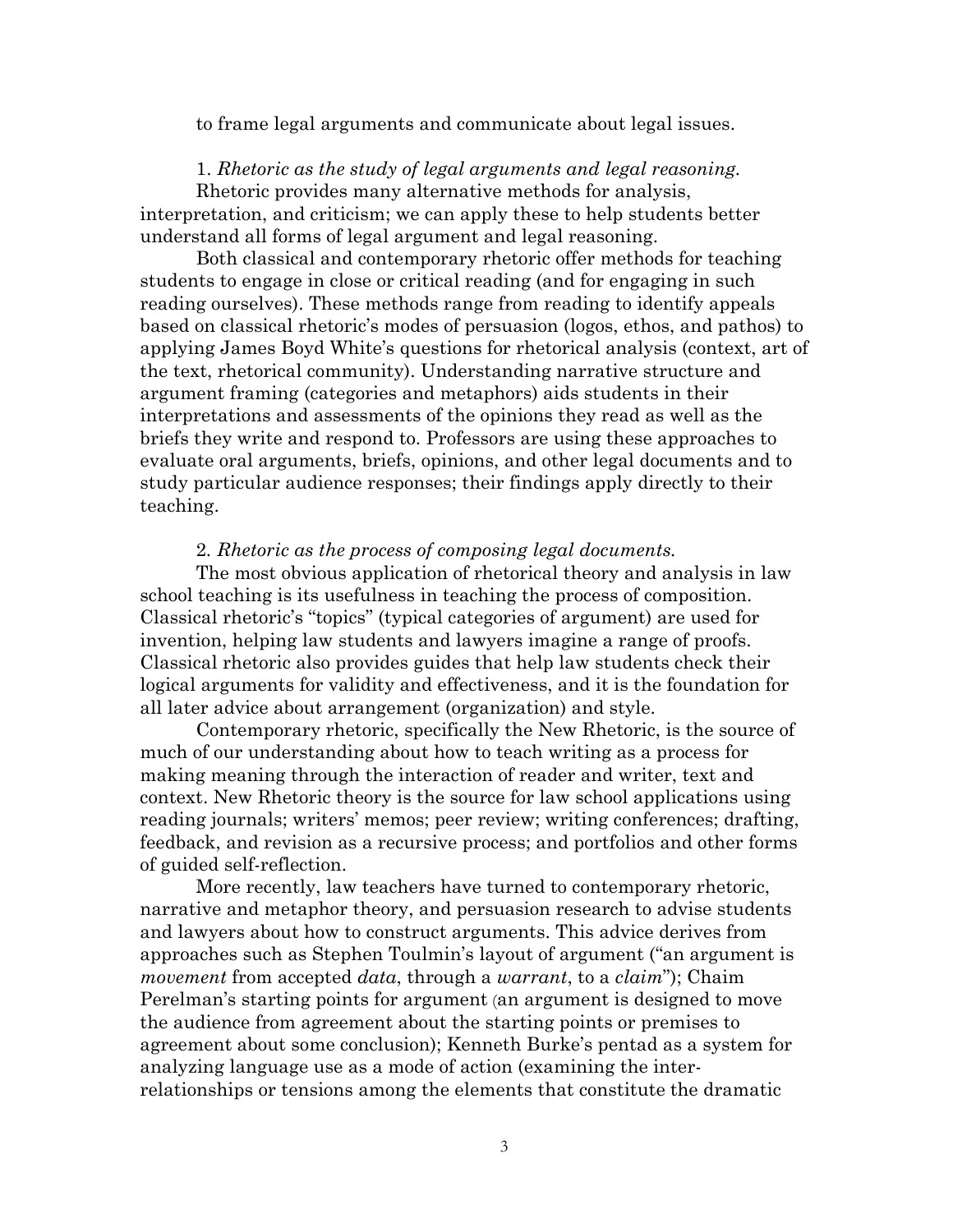to frame legal arguments and communicate about legal issues.

1. *Rhetoric as the study of legal arguments and legal reasoning.*

Rhetoric provides many alternative methods for analysis, interpretation, and criticism; we can apply these to help students better understand all forms of legal argument and legal reasoning.

Both classical and contemporary rhetoric offer methods for teaching students to engage in close or critical reading (and for engaging in such reading ourselves). These methods range from reading to identify appeals based on classical rhetoric's modes of persuasion (logos, ethos, and pathos) to applying James Boyd White's questions for rhetorical analysis (context, art of the text, rhetorical community). Understanding narrative structure and argument framing (categories and metaphors) aids students in their interpretations and assessments of the opinions they read as well as the briefs they write and respond to. Professors are using these approaches to evaluate oral arguments, briefs, opinions, and other legal documents and to study particular audience responses; their findings apply directly to their teaching.

2. *Rhetoric as the process of composing legal documents.*

The most obvious application of rhetorical theory and analysis in law school teaching is its usefulness in teaching the process of composition. Classical rhetoric's "topics" (typical categories of argument) are used for invention, helping law students and lawyers imagine a range of proofs. Classical rhetoric also provides guides that help law students check their logical arguments for validity and effectiveness, and it is the foundation for all later advice about arrangement (organization) and style.

Contemporary rhetoric, specifically the New Rhetoric, is the source of much of our understanding about how to teach writing as a process for making meaning through the interaction of reader and writer, text and context. New Rhetoric theory is the source for law school applications using reading journals; writers' memos; peer review; writing conferences; drafting, feedback, and revision as a recursive process; and portfolios and other forms of guided self-reflection.

More recently, law teachers have turned to contemporary rhetoric, narrative and metaphor theory, and persuasion research to advise students and lawyers about how to construct arguments. This advice derives from approaches such as Stephen Toulmin's layout of argument ("an argument is *movement* from accepted *data*, through a *warrant*, to a *claim*"); Chaim Perelman's starting points for argument (an argument is designed to move the audience from agreement about the starting points or premises to agreement about some conclusion); Kenneth Burke's pentad as a system for analyzing language use as a mode of action (examining the inter-relationships or tensions among the elements that constitute the dramatic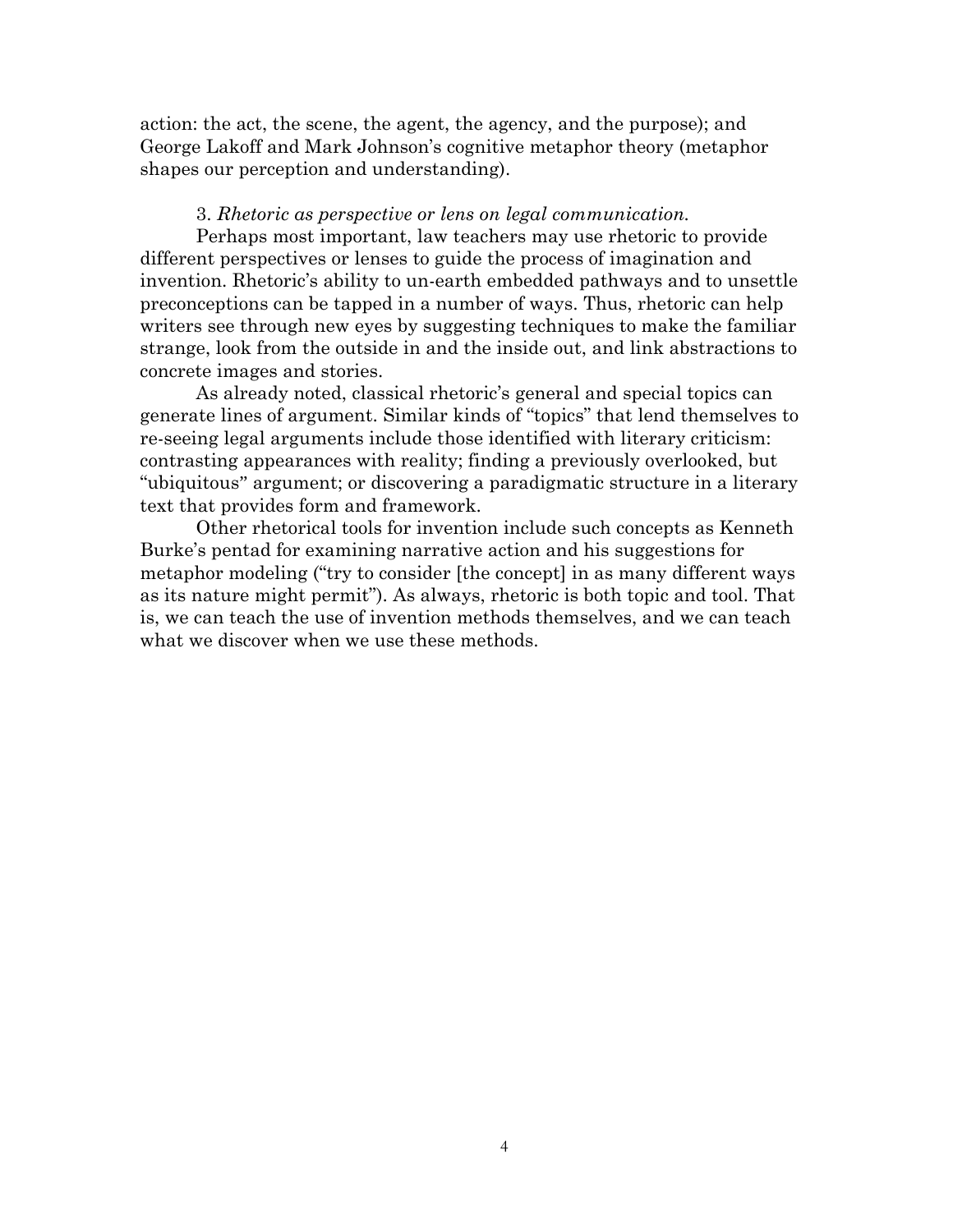action: the act, the scene, the agent, the agency, and the purpose); and George Lakoff and Mark Johnson's cognitive metaphor theory (metaphor shapes our perception and understanding).

3. *Rhetoric as perspective or lens on legal communication.*

Perhaps most important, law teachers may use rhetoric to provide different perspectives or lenses to guide the process of imagination and invention. Rhetoric's ability to un-earth embedded pathways and to unsettle preconceptions can be tapped in a number of ways. Thus, rhetoric can help writers see through new eyes by suggesting techniques to make the familiar strange, look from the outside in and the inside out, and link abstractions to concrete images and stories.

As already noted, classical rhetoric's general and special topics can generate lines of argument. Similar kinds of "topics" that lend themselves to re-seeing legal arguments include those identified with literary criticism: contrasting appearances with reality; finding a previously overlooked, but "ubiquitous" argument; or discovering a paradigmatic structure in a literary text that provides form and framework.

Other rhetorical tools for invention include such concepts as Kenneth Burke's pentad for examining narrative action and his suggestions for metaphor modeling ("try to consider [the concept] in as many different ways as its nature might permit"). As always, rhetoric is both topic and tool. That is, we can teach the use of invention methods themselves, and we can teach what we discover when we use these methods.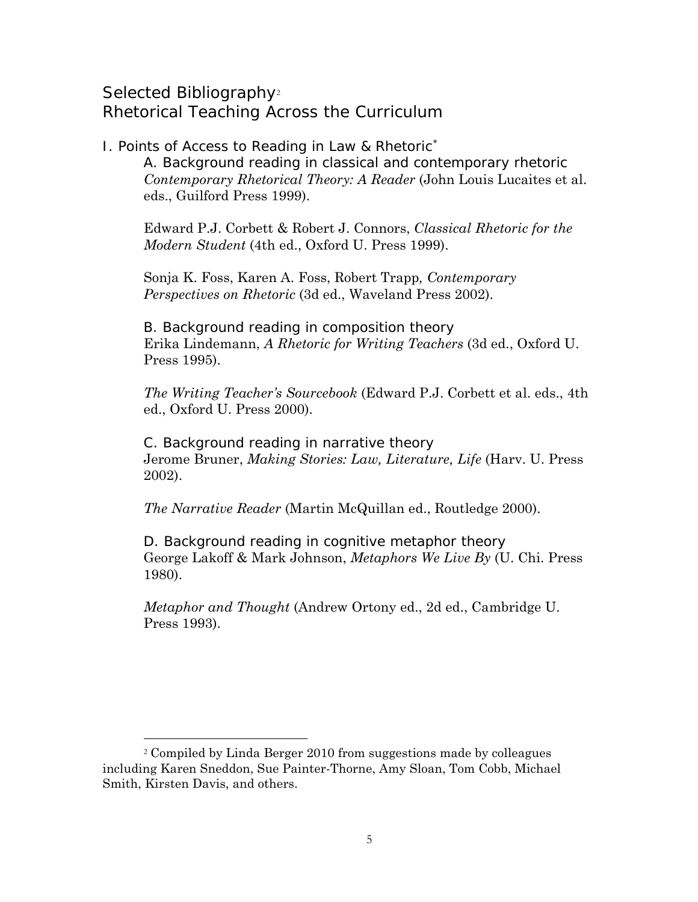# Selected Bibliography[2]

# Rhetorical Teaching Across the Curriculum

## I. Points of Access to Reading in Law & Rhetoric[*]

### A. Background reading in classical and contemporary rhetoric

*Contemporary Rhetorical Theory: A Reader* (John Louis Lucaites et al. eds., Guilford Press 1999).

Edward P.J. Corbett & Robert J. Connors, *Classical Rhetoric for the Modern Student* (4th ed., Oxford U. Press 1999).

Sonja K. Foss, Karen A. Foss, Robert Trapp, *Contemporary Perspectives on Rhetoric* (3d ed., Waveland Press 2002).

### B. Background reading in composition theory

Erika Lindemann, *A Rhetoric for Writing Teachers* (3d ed., Oxford U. Press 1995).

*The Writing Teacher's Sourcebook* (Edward P.J. Corbett et al. eds., 4th ed., Oxford U. Press 2000).

### C. Background reading in narrative theory

Jerome Bruner, *Making Stories: Law, Literature, Life* (Harv. U. Press 2002).

*The Narrative Reader* (Martin McQuillan ed., Routledge 2000).

### D. Background reading in cognitive metaphor theory

George Lakoff & Mark Johnson, *Metaphors We Live By* (U. Chi. Press 1980).

*Metaphor and Thought* (Andrew Ortony ed., 2d ed., Cambridge U. Press 1993).

---

[2] Compiled by Linda Berger 2010 from suggestions made by colleagues including Karen Sneddon, Sue Painter-Thorne, Amy Sloan, Tom Cobb, Michael Smith, Kirsten Davis, and others.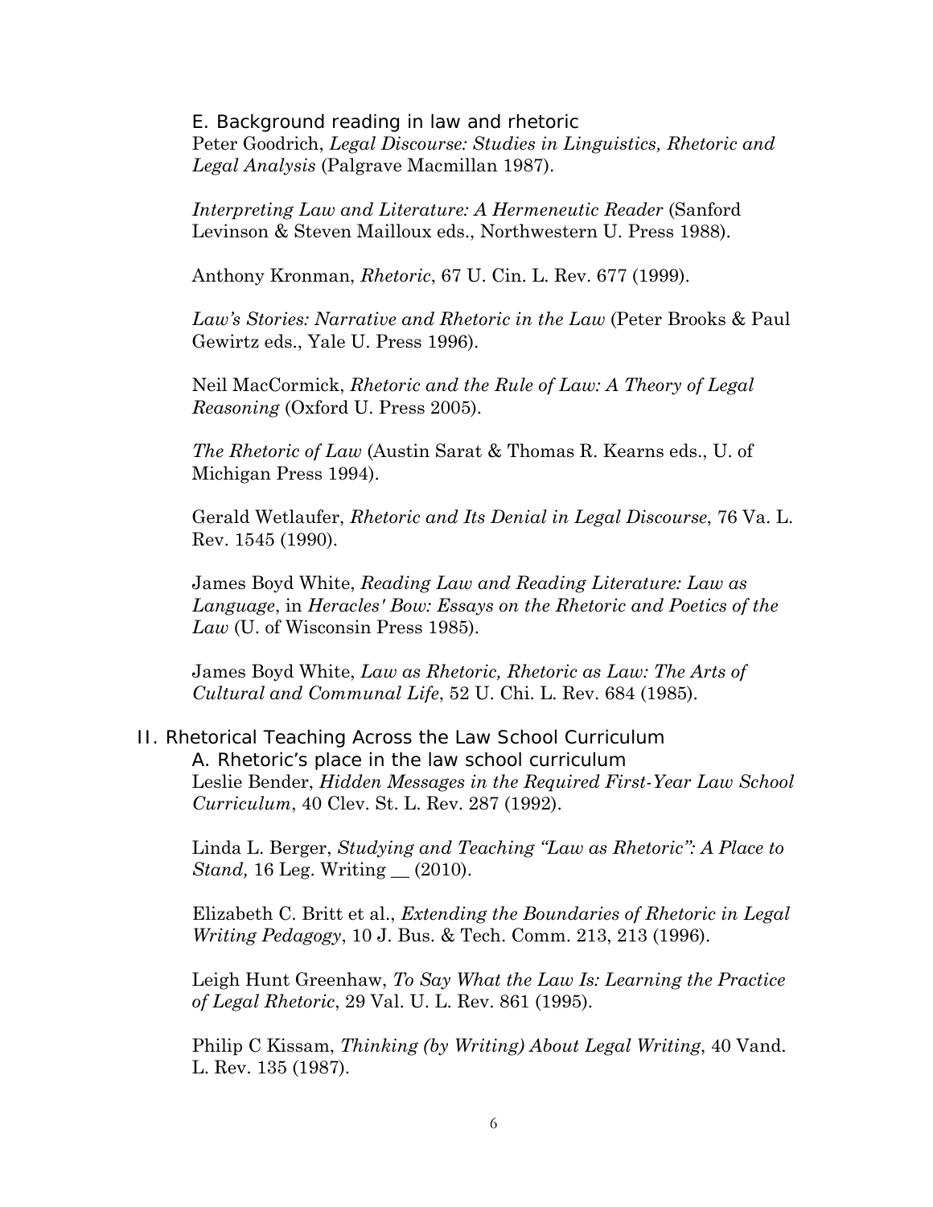### E. Background reading in law and rhetoric

Peter Goodrich, *Legal Discourse: Studies in Linguistics, Rhetoric and Legal Analysis* (Palgrave Macmillan 1987).

*Interpreting Law and Literature: A Hermeneutic Reader* (Sanford Levinson & Steven Mailloux eds., Northwestern U. Press 1988).

Anthony Kronman, *Rhetoric*, 67 U. Cin. L. Rev. 677 (1999).

*Law's Stories: Narrative and Rhetoric in the Law* (Peter Brooks & Paul Gewirtz eds., Yale U. Press 1996).

Neil MacCormick, *Rhetoric and the Rule of Law: A Theory of Legal Reasoning* (Oxford U. Press 2005).

*The Rhetoric of Law* (Austin Sarat & Thomas R. Kearns eds., U. of Michigan Press 1994).

Gerald Wetlaufer, *Rhetoric and Its Denial in Legal Discourse*, 76 Va. L. Rev. 1545 (1990).

James Boyd White, *Reading Law and Reading Literature: Law as Language*, in *Heracles' Bow: Essays on the Rhetoric and Poetics of the Law* (U. of Wisconsin Press 1985).

James Boyd White, *Law as Rhetoric, Rhetoric as Law: The Arts of Cultural and Communal Life*, 52 U. Chi. L. Rev. 684 (1985).

## II. Rhetorical Teaching Across the Law School Curriculum

### A. Rhetoric's place in the law school curriculum

Leslie Bender, *Hidden Messages in the Required First-Year Law School Curriculum*, 40 Clev. St. L. Rev. 287 (1992).

Linda L. Berger, *Studying and Teaching "Law as Rhetoric": A Place to Stand,* 16 Leg. Writing __ (2010).

Elizabeth C. Britt et al., *Extending the Boundaries of Rhetoric in Legal Writing Pedagogy*, 10 J. Bus. & Tech. Comm. 213, 213 (1996).

Leigh Hunt Greenhaw, *To Say What the Law Is: Learning the Practice of Legal Rhetoric*, 29 Val. U. L. Rev. 861 (1995).

Philip C Kissam, *Thinking (by Writing) About Legal Writing*, 40 Vand. L. Rev. 135 (1987).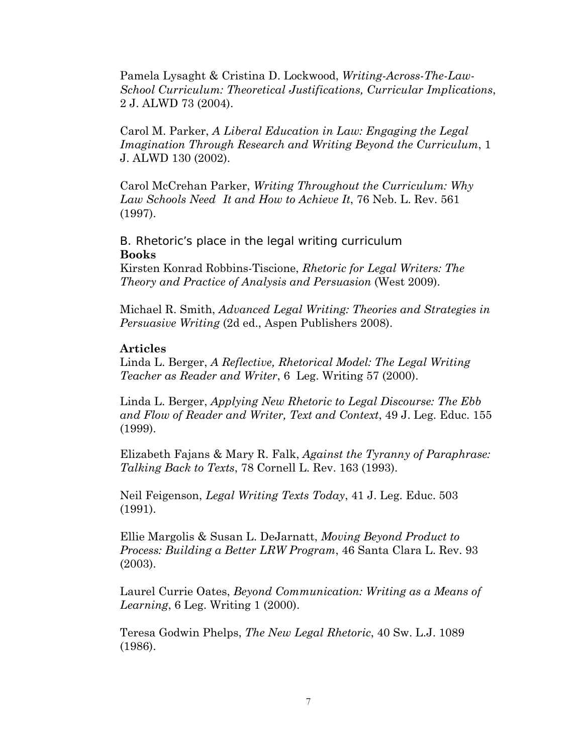Pamela Lysaght & Cristina D. Lockwood, *Writing-Across-The-Law-School Curriculum: Theoretical Justifications, Curricular Implications*, 2 J. ALWD 73 (2004).

Carol M. Parker, *A Liberal Education in Law: Engaging the Legal Imagination Through Research and Writing Beyond the Curriculum*, 1 J. ALWD 130 (2002).

Carol McCrehan Parker, *Writing Throughout the Curriculum: Why Law Schools Need It and How to Achieve It*, 76 Neb. L. Rev. 561 (1997).

## B. Rhetoric's place in the legal writing curriculum

**Books**

Kirsten Konrad Robbins-Tiscione, *Rhetoric for Legal Writers: The Theory and Practice of Analysis and Persuasion* (West 2009).

Michael R. Smith, *Advanced Legal Writing: Theories and Strategies in Persuasive Writing* (2d ed., Aspen Publishers 2008).

**Articles**

Linda L. Berger, *A Reflective, Rhetorical Model: The Legal Writing Teacher as Reader and Writer*, 6 Leg. Writing 57 (2000).

Linda L. Berger, *Applying New Rhetoric to Legal Discourse: The Ebb and Flow of Reader and Writer, Text and Context*, 49 J. Leg. Educ. 155 (1999).

Elizabeth Fajans & Mary R. Falk, *Against the Tyranny of Paraphrase: Talking Back to Texts*, 78 Cornell L. Rev. 163 (1993).

Neil Feigenson, *Legal Writing Texts Today*, 41 J. Leg. Educ. 503 (1991).

Ellie Margolis & Susan L. DeJarnatt, *Moving Beyond Product to Process: Building a Better LRW Program*, 46 Santa Clara L. Rev. 93 (2003).

Laurel Currie Oates, *Beyond Communication: Writing as a Means of Learning*, 6 Leg. Writing 1 (2000).

Teresa Godwin Phelps, *The New Legal Rhetoric*, 40 Sw. L.J. 1089 (1986).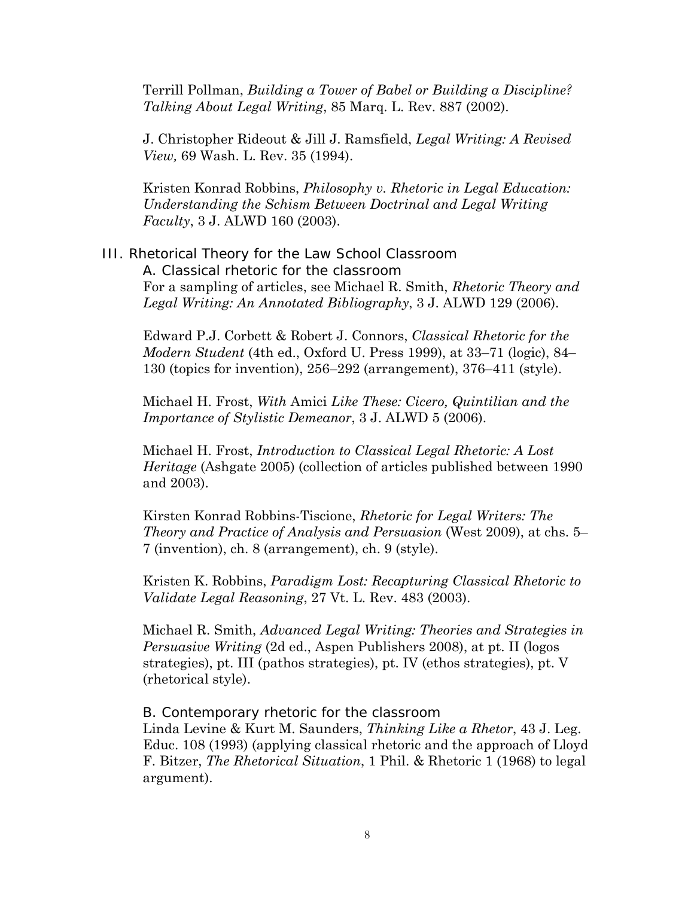Terrill Pollman, *Building a Tower of Babel or Building a Discipline? Talking About Legal Writing*, 85 Marq. L. Rev. 887 (2002).

J. Christopher Rideout & Jill J. Ramsfield, *Legal Writing: A Revised View,* 69 Wash. L. Rev. 35 (1994).

Kristen Konrad Robbins, *Philosophy v. Rhetoric in Legal Education: Understanding the Schism Between Doctrinal and Legal Writing Faculty*, 3 J. ALWD 160 (2003).

## III. Rhetorical Theory for the Law School Classroom

### A. Classical rhetoric for the classroom

For a sampling of articles, see Michael R. Smith, *Rhetoric Theory and Legal Writing: An Annotated Bibliography*, 3 J. ALWD 129 (2006).

Edward P.J. Corbett & Robert J. Connors, *Classical Rhetoric for the Modern Student* (4th ed., Oxford U. Press 1999), at 33–71 (logic), 84–130 (topics for invention), 256–292 (arrangement), 376–411 (style).

Michael H. Frost, *With* Amici *Like These: Cicero, Quintilian and the Importance of Stylistic Demeanor*, 3 J. ALWD 5 (2006).

Michael H. Frost, *Introduction to Classical Legal Rhetoric: A Lost Heritage* (Ashgate 2005) (collection of articles published between 1990 and 2003).

Kirsten Konrad Robbins-Tiscione, *Rhetoric for Legal Writers: The Theory and Practice of Analysis and Persuasion* (West 2009), at chs. 5–7 (invention), ch. 8 (arrangement), ch. 9 (style).

Kristen K. Robbins, *Paradigm Lost: Recapturing Classical Rhetoric to Validate Legal Reasoning*, 27 Vt. L. Rev. 483 (2003).

Michael R. Smith, *Advanced Legal Writing: Theories and Strategies in Persuasive Writing* (2d ed., Aspen Publishers 2008), at pt. II (logos strategies), pt. III (pathos strategies), pt. IV (ethos strategies), pt. V (rhetorical style).

### B. Contemporary rhetoric for the classroom

Linda Levine & Kurt M. Saunders, *Thinking Like a Rhetor*, 43 J. Leg. Educ. 108 (1993) (applying classical rhetoric and the approach of Lloyd F. Bitzer, *The Rhetorical Situation*, 1 Phil. & Rhetoric 1 (1968) to legal argument).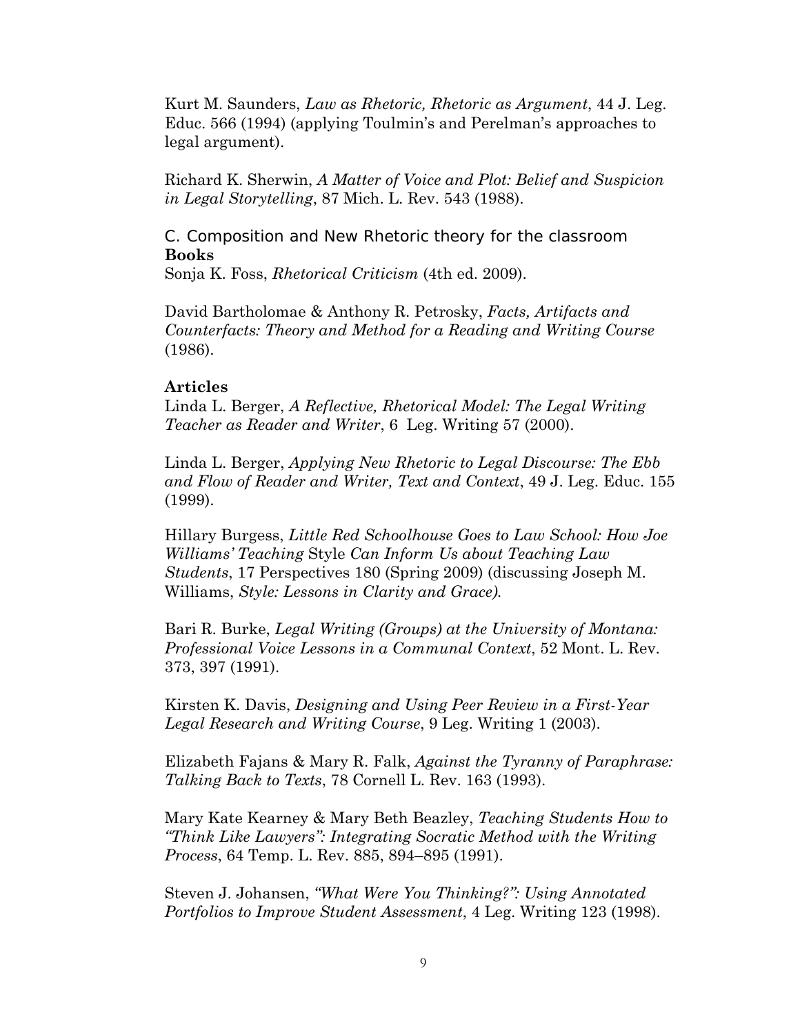Kurt M. Saunders, *Law as Rhetoric, Rhetoric as Argument*, 44 J. Leg. Educ. 566 (1994) (applying Toulmin's and Perelman's approaches to legal argument).

Richard K. Sherwin, *A Matter of Voice and Plot: Belief and Suspicion in Legal Storytelling*, 87 Mich. L. Rev. 543 (1988).

### C. Composition and New Rhetoric theory for the classroom

**Books**

Sonja K. Foss, *Rhetorical Criticism* (4th ed. 2009).

David Bartholomae & Anthony R. Petrosky, *Facts, Artifacts and Counterfacts: Theory and Method for a Reading and Writing Course* (1986).

**Articles**

Linda L. Berger, *A Reflective, Rhetorical Model: The Legal Writing Teacher as Reader and Writer*, 6 Leg. Writing 57 (2000).

Linda L. Berger, *Applying New Rhetoric to Legal Discourse: The Ebb and Flow of Reader and Writer, Text and Context*, 49 J. Leg. Educ. 155 (1999).

Hillary Burgess, *Little Red Schoolhouse Goes to Law School: How Joe Williams' Teaching* Style *Can Inform Us about Teaching Law Students*, 17 Perspectives 180 (Spring 2009) (discussing Joseph M. Williams, *Style: Lessons in Clarity and Grace).*

Bari R. Burke, *Legal Writing (Groups) at the University of Montana: Professional Voice Lessons in a Communal Context*, 52 Mont. L. Rev. 373, 397 (1991).

Kirsten K. Davis, *Designing and Using Peer Review in a First-Year Legal Research and Writing Course*, 9 Leg. Writing 1 (2003).

Elizabeth Fajans & Mary R. Falk, *Against the Tyranny of Paraphrase: Talking Back to Texts*, 78 Cornell L. Rev. 163 (1993).

Mary Kate Kearney & Mary Beth Beazley, *Teaching Students How to "Think Like Lawyers": Integrating Socratic Method with the Writing Process*, 64 Temp. L. Rev. 885, 894–895 (1991).

Steven J. Johansen, *"What Were You Thinking?": Using Annotated Portfolios to Improve Student Assessment*, 4 Leg. Writing 123 (1998).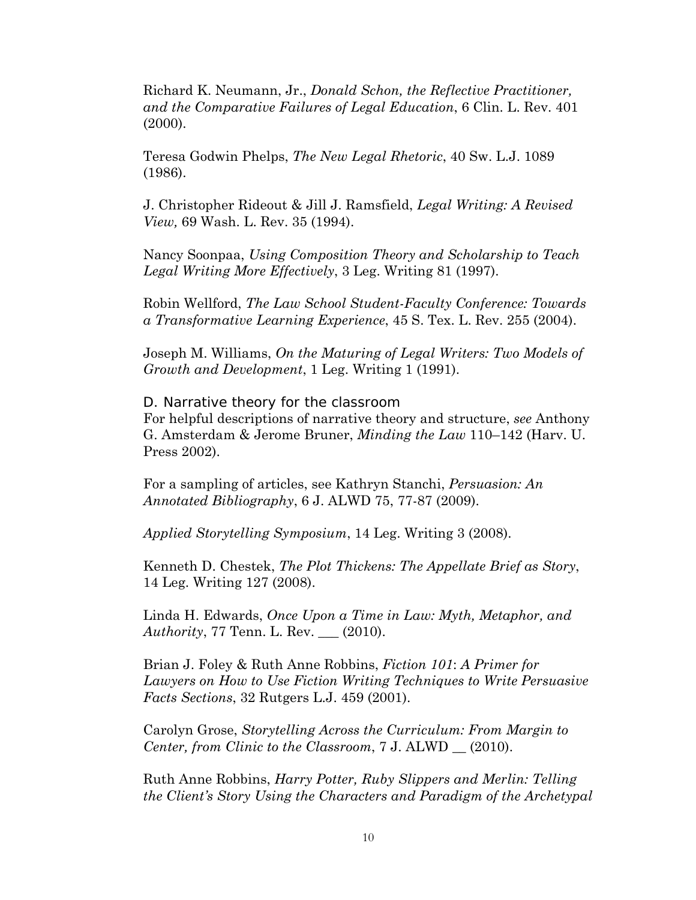Richard K. Neumann, Jr., *Donald Schon, the Reflective Practitioner, and the Comparative Failures of Legal Education*, 6 Clin. L. Rev. 401 (2000).

Teresa Godwin Phelps, *The New Legal Rhetoric*, 40 Sw. L.J. 1089 (1986).

J. Christopher Rideout & Jill J. Ramsfield, *Legal Writing: A Revised View,* 69 Wash. L. Rev. 35 (1994).

Nancy Soonpaa, *Using Composition Theory and Scholarship to Teach Legal Writing More Effectively*, 3 Leg. Writing 81 (1997).

Robin Wellford, *The Law School Student-Faculty Conference: Towards a Transformative Learning Experience*, 45 S. Tex. L. Rev. 255 (2004).

Joseph M. Williams, *On the Maturing of Legal Writers: Two Models of Growth and Development*, 1 Leg. Writing 1 (1991).

### D. Narrative theory for the classroom

For helpful descriptions of narrative theory and structure, *see* Anthony G. Amsterdam & Jerome Bruner, *Minding the Law* 110–142 (Harv. U. Press 2002).

For a sampling of articles, see Kathryn Stanchi, *Persuasion: An Annotated Bibliography*, 6 J. ALWD 75, 77-87 (2009).

*Applied Storytelling Symposium*, 14 Leg. Writing 3 (2008).

Kenneth D. Chestek, *The Plot Thickens: The Appellate Brief as Story*, 14 Leg. Writing 127 (2008).

Linda H. Edwards, *Once Upon a Time in Law: Myth, Metaphor, and Authority*, 77 Tenn. L. Rev. ___ (2010).

Brian J. Foley & Ruth Anne Robbins, *Fiction 101*: *A Primer for Lawyers on How to Use Fiction Writing Techniques to Write Persuasive Facts Sections*, 32 Rutgers L.J. 459 (2001).

Carolyn Grose, *Storytelling Across the Curriculum: From Margin to Center, from Clinic to the Classroom*, 7 J. ALWD __ (2010).

Ruth Anne Robbins, *Harry Potter, Ruby Slippers and Merlin: Telling the Client's Story Using the Characters and Paradigm of the Archetypal*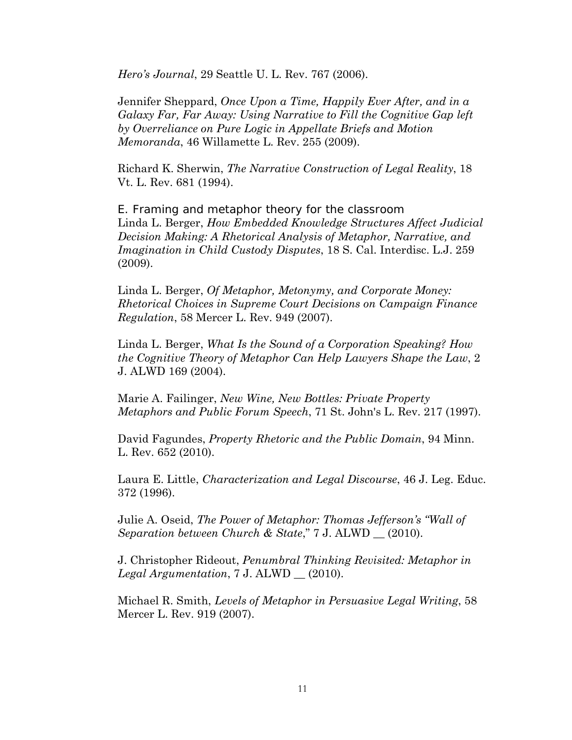*Hero's Journal*, 29 Seattle U. L. Rev. 767 (2006).

Jennifer Sheppard, *Once Upon a Time, Happily Ever After, and in a Galaxy Far, Far Away: Using Narrative to Fill the Cognitive Gap left by Overreliance on Pure Logic in Appellate Briefs and Motion Memoranda*, 46 Willamette L. Rev. 255 (2009).

Richard K. Sherwin, *The Narrative Construction of Legal Reality*, 18 Vt. L. Rev. 681 (1994).

E. Framing and metaphor theory for the classroom

Linda L. Berger, *How Embedded Knowledge Structures Affect Judicial Decision Making: A Rhetorical Analysis of Metaphor, Narrative, and Imagination in Child Custody Disputes*, 18 S. Cal. Interdisc. L.J. 259 (2009).

Linda L. Berger, *Of Metaphor, Metonymy, and Corporate Money: Rhetorical Choices in Supreme Court Decisions on Campaign Finance Regulation*, 58 Mercer L. Rev. 949 (2007).

Linda L. Berger, *What Is the Sound of a Corporation Speaking? How the Cognitive Theory of Metaphor Can Help Lawyers Shape the Law*, 2 J. ALWD 169 (2004).

Marie A. Failinger, *New Wine, New Bottles: Private Property Metaphors and Public Forum Speech*, 71 St. John's L. Rev. 217 (1997).

David Fagundes, *Property Rhetoric and the Public Domain*, 94 Minn. L. Rev. 652 (2010).

Laura E. Little, *Characterization and Legal Discourse*, 46 J. Leg. Educ. 372 (1996).

Julie A. Oseid, *The Power of Metaphor: Thomas Jefferson's "Wall of Separation between Church & State*," 7 J. ALWD __ (2010).

J. Christopher Rideout, *Penumbral Thinking Revisited: Metaphor in Legal Argumentation*, 7 J. ALWD __ (2010).

Michael R. Smith, *Levels of Metaphor in Persuasive Legal Writing*, 58 Mercer L. Rev. 919 (2007).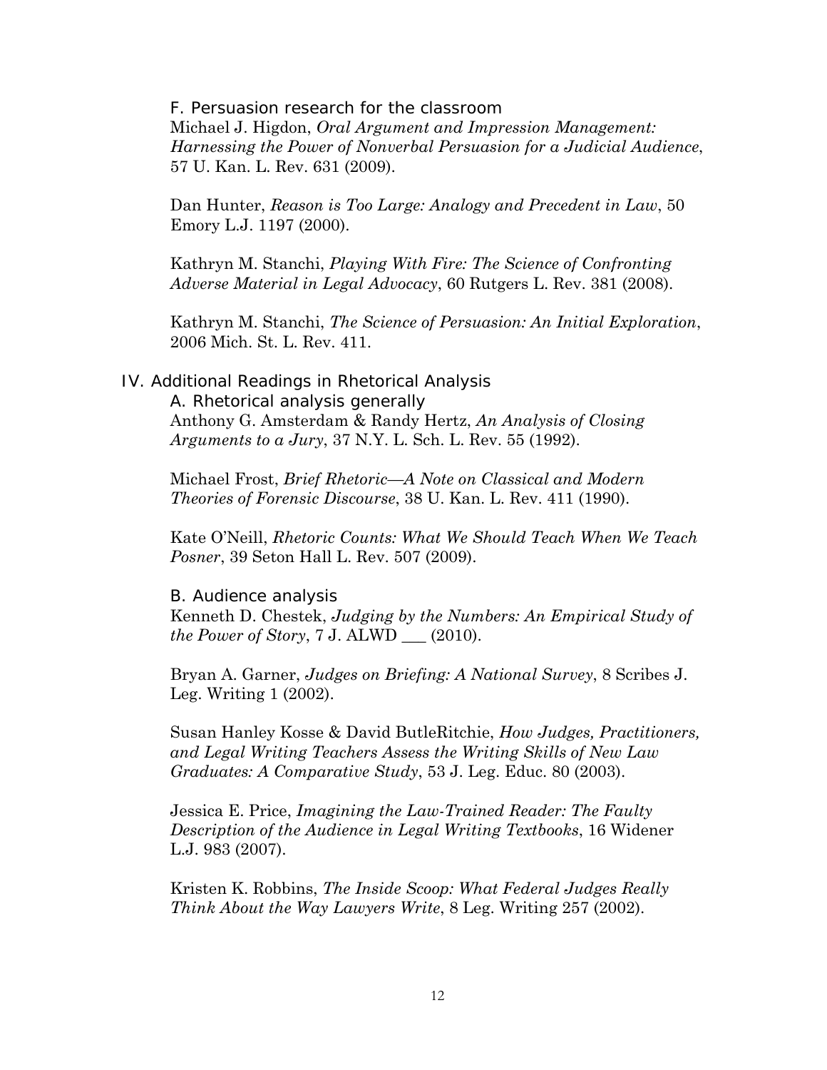### F. Persuasion research for the classroom

Michael J. Higdon, *Oral Argument and Impression Management: Harnessing the Power of Nonverbal Persuasion for a Judicial Audience*, 57 U. Kan. L. Rev. 631 (2009).

Dan Hunter, *Reason is Too Large: Analogy and Precedent in Law*, 50 Emory L.J. 1197 (2000).

Kathryn M. Stanchi, *Playing With Fire: The Science of Confronting Adverse Material in Legal Advocacy*, 60 Rutgers L. Rev. 381 (2008).

Kathryn M. Stanchi, *The Science of Persuasion: An Initial Exploration*, 2006 Mich. St. L. Rev. 411.

## IV. Additional Readings in Rhetorical Analysis

### A. Rhetorical analysis generally

Anthony G. Amsterdam & Randy Hertz, *An Analysis of Closing Arguments to a Jury*, 37 N.Y. L. Sch. L. Rev. 55 (1992).

Michael Frost, *Brief Rhetoric—A Note on Classical and Modern Theories of Forensic Discourse*, 38 U. Kan. L. Rev. 411 (1990).

Kate O'Neill, *Rhetoric Counts: What We Should Teach When We Teach Posner*, 39 Seton Hall L. Rev. 507 (2009).

### B. Audience analysis

Kenneth D. Chestek, *Judging by the Numbers: An Empirical Study of the Power of Story*, 7 J. ALWD ___ (2010).

Bryan A. Garner, *Judges on Briefing: A National Survey*, 8 Scribes J. Leg. Writing 1 (2002).

Susan Hanley Kosse & David ButleRitchie, *How Judges, Practitioners, and Legal Writing Teachers Assess the Writing Skills of New Law Graduates: A Comparative Study*, 53 J. Leg. Educ. 80 (2003).

Jessica E. Price, *Imagining the Law-Trained Reader: The Faulty Description of the Audience in Legal Writing Textbooks*, 16 Widener L.J. 983 (2007).

Kristen K. Robbins, *The Inside Scoop: What Federal Judges Really Think About the Way Lawyers Write*, 8 Leg. Writing 257 (2002).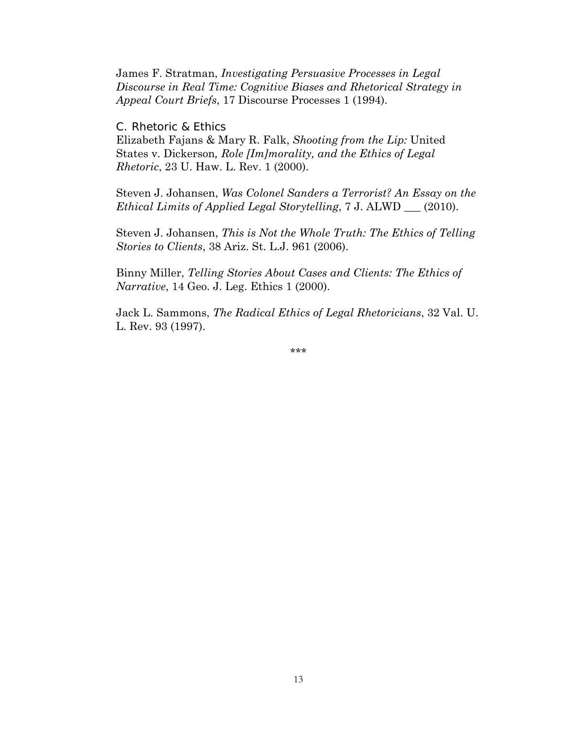James F. Stratman, *Investigating Persuasive Processes in Legal Discourse in Real Time: Cognitive Biases and Rhetorical Strategy in Appeal Court Briefs*, 17 Discourse Processes 1 (1994).

### C. Rhetoric & Ethics

Elizabeth Fajans & Mary R. Falk, *Shooting from the Lip:* United States v. Dickerson*, Role [Im]morality, and the Ethics of Legal Rhetoric*, 23 U. Haw. L. Rev. 1 (2000).

Steven J. Johansen, *Was Colonel Sanders a Terrorist? An Essay on the Ethical Limits of Applied Legal Storytelling*, 7 J. ALWD ___ (2010).

Steven J. Johansen, *This is Not the Whole Truth: The Ethics of Telling Stories to Clients*, 38 Ariz. St. L.J. 961 (2006).

Binny Miller, *Telling Stories About Cases and Clients: The Ethics of Narrative*, 14 Geo. J. Leg. Ethics 1 (2000).

Jack L. Sammons, *The Radical Ethics of Legal Rhetoricians*, 32 Val. U. L. Rev. 93 (1997).

***